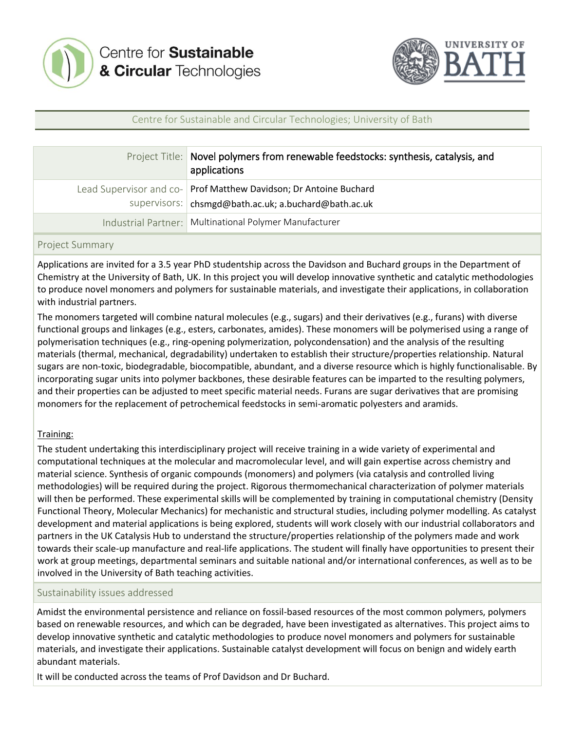Centre for **Sustainable** **& Circular** Technologies

UNIVERSITY OF BATH

Centre for Sustainable and Circular Technologies; University of Bath

| | |
|---|---|
| Project Title: | Novel polymers from renewable feedstocks: synthesis, catalysis, and applications |
| Lead Supervisor and co-supervisors: | Prof Matthew Davidson; Dr Antoine Buchard<br>chsmgd@bath.ac.uk; a.buchard@bath.ac.uk |
| Industrial Partner: | Multinational Polymer Manufacturer |

## Project Summary

Applications are invited for a 3.5 year PhD studentship across the Davidson and Buchard groups in the Department of Chemistry at the University of Bath, UK. In this project you will develop innovative synthetic and catalytic methodologies to produce novel monomers and polymers for sustainable materials, and investigate their applications, in collaboration with industrial partners.

The monomers targeted will combine natural molecules (e.g., sugars) and their derivatives (e.g., furans) with diverse functional groups and linkages (e.g., esters, carbonates, amides). These monomers will be polymerised using a range of polymerisation techniques (e.g., ring-opening polymerization, polycondensation) and the analysis of the resulting materials (thermal, mechanical, degradability) undertaken to establish their structure/properties relationship. Natural sugars are non-toxic, biodegradable, biocompatible, abundant, and a diverse resource which is highly functionalisable. By incorporating sugar units into polymer backbones, these desirable features can be imparted to the resulting polymers, and their properties can be adjusted to meet specific material needs. Furans are sugar derivatives that are promising monomers for the replacement of petrochemical feedstocks in semi-aromatic polyesters and aramids.

Training:

The student undertaking this interdisciplinary project will receive training in a wide variety of experimental and computational techniques at the molecular and macromolecular level, and will gain expertise across chemistry and material science. Synthesis of organic compounds (monomers) and polymers (via catalysis and controlled living methodologies) will be required during the project. Rigorous thermomechanical characterization of polymer materials will then be performed. These experimental skills will be complemented by training in computational chemistry (Density Functional Theory, Molecular Mechanics) for mechanistic and structural studies, including polymer modelling. As catalyst development and material applications is being explored, students will work closely with our industrial collaborators and partners in the UK Catalysis Hub to understand the structure/properties relationship of the polymers made and work towards their scale-up manufacture and real-life applications. The student will finally have opportunities to present their work at group meetings, departmental seminars and suitable national and/or international conferences, as well as to be involved in the University of Bath teaching activities.

## Sustainability issues addressed

Amidst the environmental persistence and reliance on fossil-based resources of the most common polymers, polymers based on renewable resources, and which can be degraded, have been investigated as alternatives. This project aims to develop innovative synthetic and catalytic methodologies to produce novel monomers and polymers for sustainable materials, and investigate their applications. Sustainable catalyst development will focus on benign and widely earth abundant materials.

It will be conducted across the teams of Prof Davidson and Dr Buchard.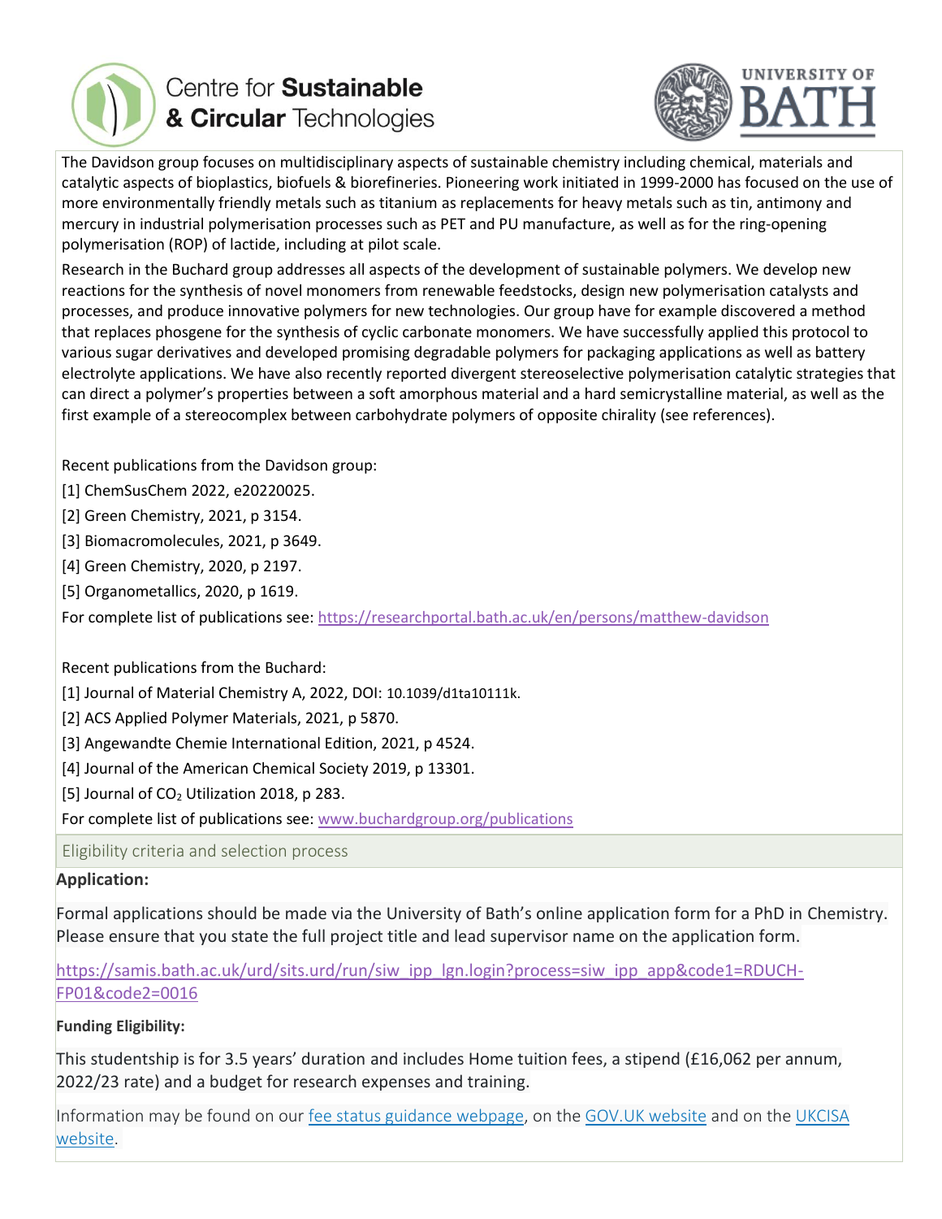The Davidson group focuses on multidisciplinary aspects of sustainable chemistry including chemical, materials and catalytic aspects of bioplastics, biofuels & biorefineries. Pioneering work initiated in 1999-2000 has focused on the use of more environmentally friendly metals such as titanium as replacements for heavy metals such as tin, antimony and mercury in industrial polymerisation processes such as PET and PU manufacture, as well as for the ring-opening polymerisation (ROP) of lactide, including at pilot scale.

Research in the Buchard group addresses all aspects of the development of sustainable polymers. We develop new reactions for the synthesis of novel monomers from renewable feedstocks, design new polymerisation catalysts and processes, and produce innovative polymers for new technologies. Our group have for example discovered a method that replaces phosgene for the synthesis of cyclic carbonate monomers. We have successfully applied this protocol to various sugar derivatives and developed promising degradable polymers for packaging applications as well as battery electrolyte applications. We have also recently reported divergent stereoselective polymerisation catalytic strategies that can direct a polymer's properties between a soft amorphous material and a hard semicrystalline material, as well as the first example of a stereocomplex between carbohydrate polymers of opposite chirality (see references).

Recent publications from the Davidson group:

[1] ChemSusChem 2022, e20220025.

[2] Green Chemistry, 2021, p 3154.

[3] Biomacromolecules, 2021, p 3649.

[4] Green Chemistry, 2020, p 2197.

[5] Organometallics, 2020, p 1619.

For complete list of publications see: https://researchportal.bath.ac.uk/en/persons/matthew-davidson

Recent publications from the Buchard:

[1] Journal of Material Chemistry A, 2022, DOI: 10.1039/d1ta10111k.

[2] ACS Applied Polymer Materials, 2021, p 5870.

[3] Angewandte Chemie International Edition, 2021, p 4524.

[4] Journal of the American Chemical Society 2019, p 13301.

[5] Journal of $CO_2$ Utilization 2018, p 283.

For complete list of publications see: www.buchardgroup.org/publications

## Eligibility criteria and selection process

**Application:**

Formal applications should be made via the University of Bath's online application form for a PhD in Chemistry. Please ensure that you state the full project title and lead supervisor name on the application form.

https://samis.bath.ac.uk/urd/sits.urd/run/siw_ipp_lgn.login?process=siw_ipp_app&code1=RDUCH-FP01&code2=0016

**Funding Eligibility:**

This studentship is for 3.5 years' duration and includes Home tuition fees, a stipend (£16,062 per annum, 2022/23 rate) and a budget for research expenses and training.

Information may be found on our fee status guidance webpage, on the GOV.UK website and on the UKCISA website.